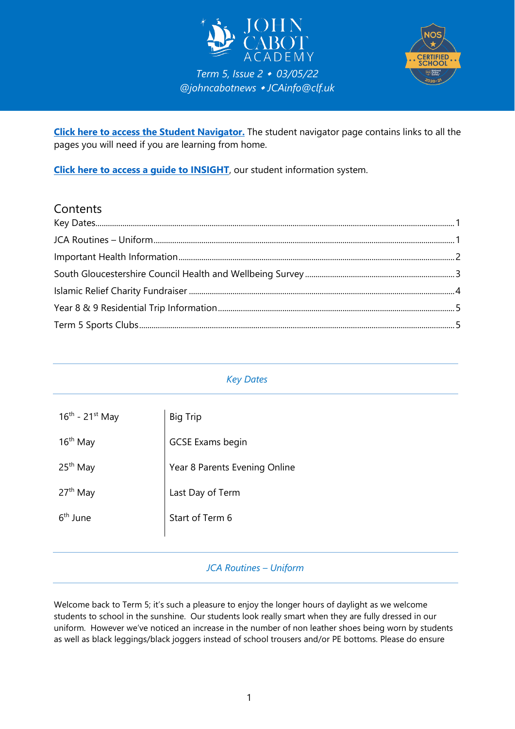# JOHN CABOT ACADEMY

*Term 5, Issue 2 • 03/05/22*
*@johncabotnews • JCAinfo@clf.uk*

**Click here to access the Student Navigator.** The student navigator page contains links to all the pages you will need if you are learning from home.

**Click here to access a guide to INSIGHT**, our student information system.

## Contents

- Key Dates ........ 1
- JCA Routines – Uniform ........ 1
- Important Health Information ........ 2
- South Gloucestershire Council Health and Wellbeing Survey ........ 3
- Islamic Relief Charity Fundraiser ........ 4
- Year 8 & 9 Residential Trip Information ........ 5
- Term 5 Sports Clubs ........ 5

## *Key Dates*

| | |
|---|---|
| 16th - 21st May | Big Trip |
| 16th May | GCSE Exams begin |
| 25th May | Year 8 Parents Evening Online |
| 27th May | Last Day of Term |
| 6th June | Start of Term 6 |

## *JCA Routines – Uniform*

Welcome back to Term 5; it's such a pleasure to enjoy the longer hours of daylight as we welcome students to school in the sunshine. Our students look really smart when they are fully dressed in our uniform. However we've noticed an increase in the number of non leather shoes being worn by students as well as black leggings/black joggers instead of school trousers and/or PE bottoms. Please do ensure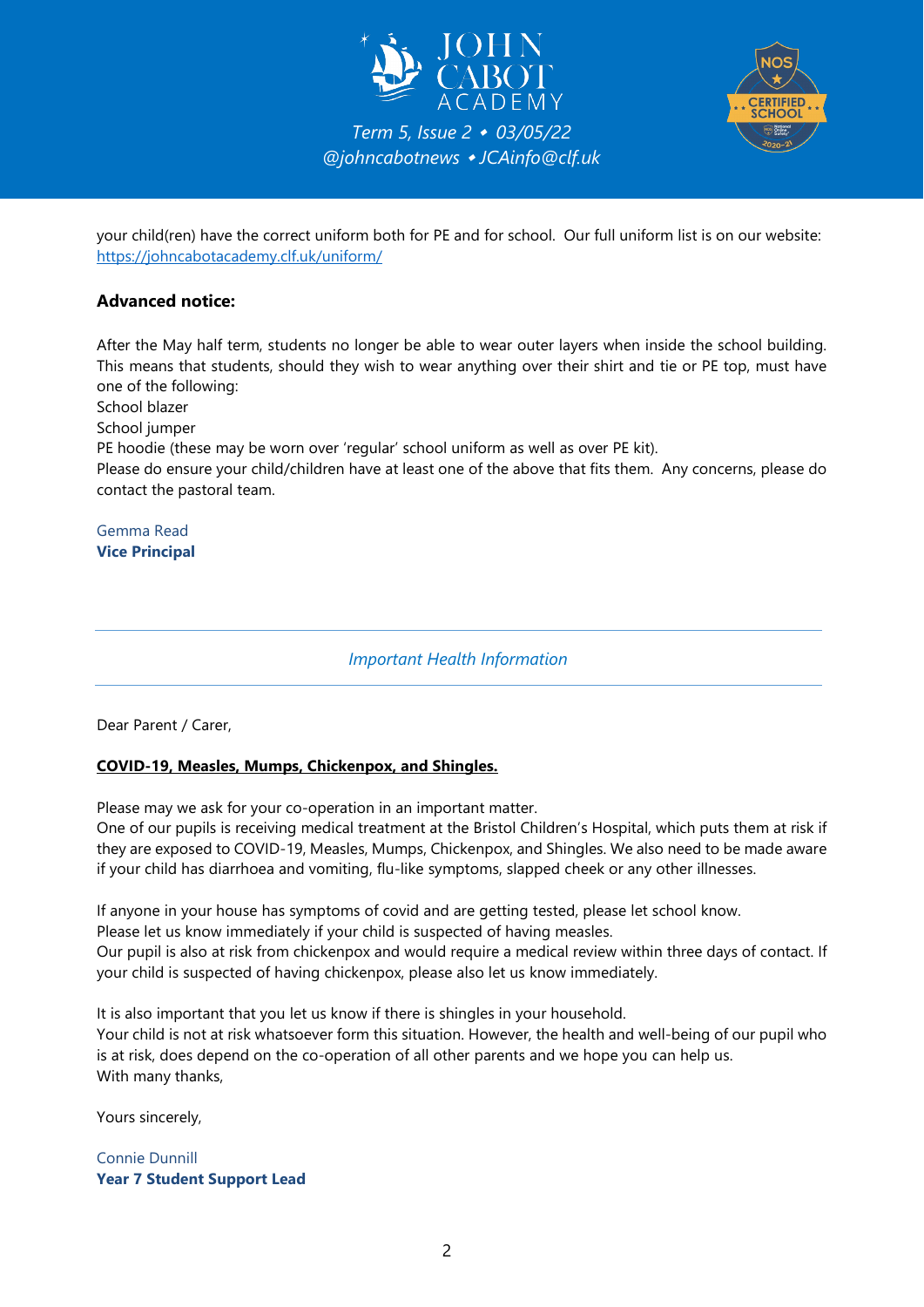your child(ren) have the correct uniform both for PE and for school. Our full uniform list is on our website: https://johncabotacademy.clf.uk/uniform/

**Advanced notice:**

After the May half term, students no longer be able to wear outer layers when inside the school building. This means that students, should they wish to wear anything over their shirt and tie or PE top, must have one of the following:
School blazer
School jumper
PE hoodie (these may be worn over 'regular' school uniform as well as over PE kit).
Please do ensure your child/children have at least one of the above that fits them. Any concerns, please do contact the pastoral team.

Gemma Read
**Vice Principal**

---

*Important Health Information*

---

Dear Parent / Carer,

**COVID-19, Measles, Mumps, Chickenpox, and Shingles.**

Please may we ask for your co-operation in an important matter.
One of our pupils is receiving medical treatment at the Bristol Children's Hospital, which puts them at risk if they are exposed to COVID-19, Measles, Mumps, Chickenpox, and Shingles. We also need to be made aware if your child has diarrhoea and vomiting, flu-like symptoms, slapped cheek or any other illnesses.

If anyone in your house has symptoms of covid and are getting tested, please let school know.
Please let us know immediately if your child is suspected of having measles.
Our pupil is also at risk from chickenpox and would require a medical review within three days of contact. If your child is suspected of having chickenpox, please also let us know immediately.

It is also important that you let us know if there is shingles in your household.
Your child is not at risk whatsoever form this situation. However, the health and well-being of our pupil who is at risk, does depend on the co-operation of all other parents and we hope you can help us.
With many thanks,

Yours sincerely,

Connie Dunnill
**Year 7 Student Support Lead**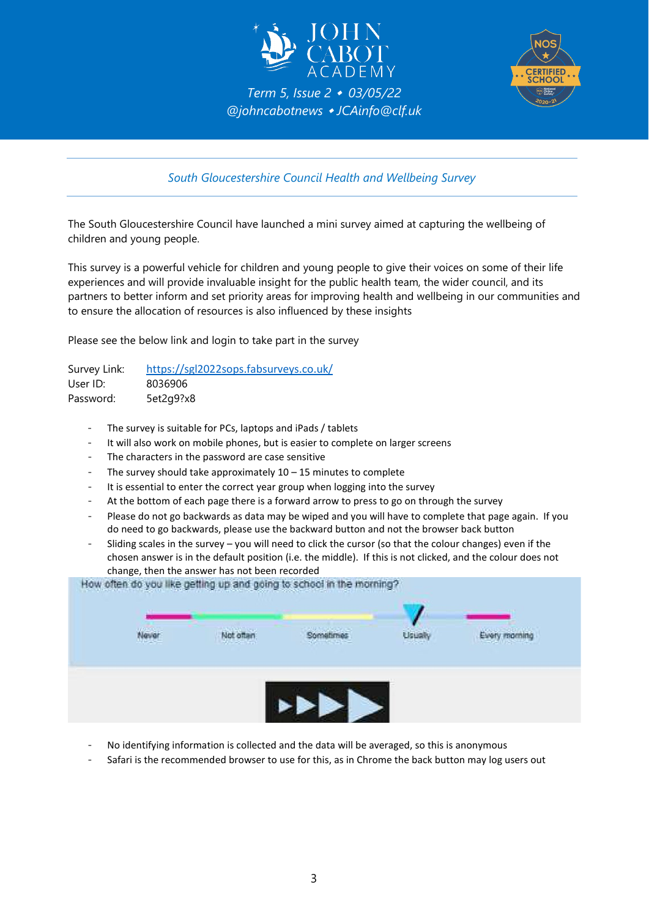JOHN CABOT ACADEMY

*Term 5, Issue 2 • 03/05/22*
*@johncabotnews • JCAinfo@clf.uk*

## *South Gloucestershire Council Health and Wellbeing Survey*

The South Gloucestershire Council have launched a mini survey aimed at capturing the wellbeing of children and young people.

This survey is a powerful vehicle for children and young people to give their voices on some of their life experiences and will provide invaluable insight for the public health team, the wider council, and its partners to better inform and set priority areas for improving health and wellbeing in our communities and to ensure the allocation of resources is also influenced by these insights

Please see the below link and login to take part in the survey

Survey Link: [https://sgl2022sops.fabsurveys.co.uk/](https://sgl2022sops.fabsurveys.co.uk/)
User ID: 8036906
Password: 5et2g9?x8

- The survey is suitable for PCs, laptops and iPads / tablets
- It will also work on mobile phones, but is easier to complete on larger screens
- The characters in the password are case sensitive
- The survey should take approximately 10 – 15 minutes to complete
- It is essential to enter the correct year group when logging into the survey
- At the bottom of each page there is a forward arrow to press to go on through the survey
- Please do not go backwards as data may be wiped and you will have to complete that page again. If you do need to go backwards, please use the backward button and not the browser back button
- Sliding scales in the survey – you will need to click the cursor (so that the colour changes) even if the chosen answer is in the default position (i.e. the middle). If this is not clicked, and the colour does not change, then the answer has not been recorded

How often do you like getting up and going to school in the morning?

Never | Not often | Sometimes | Usually | Every morning

- No identifying information is collected and the data will be averaged, so this is anonymous
- Safari is the recommended browser to use for this, as in Chrome the back button may log users out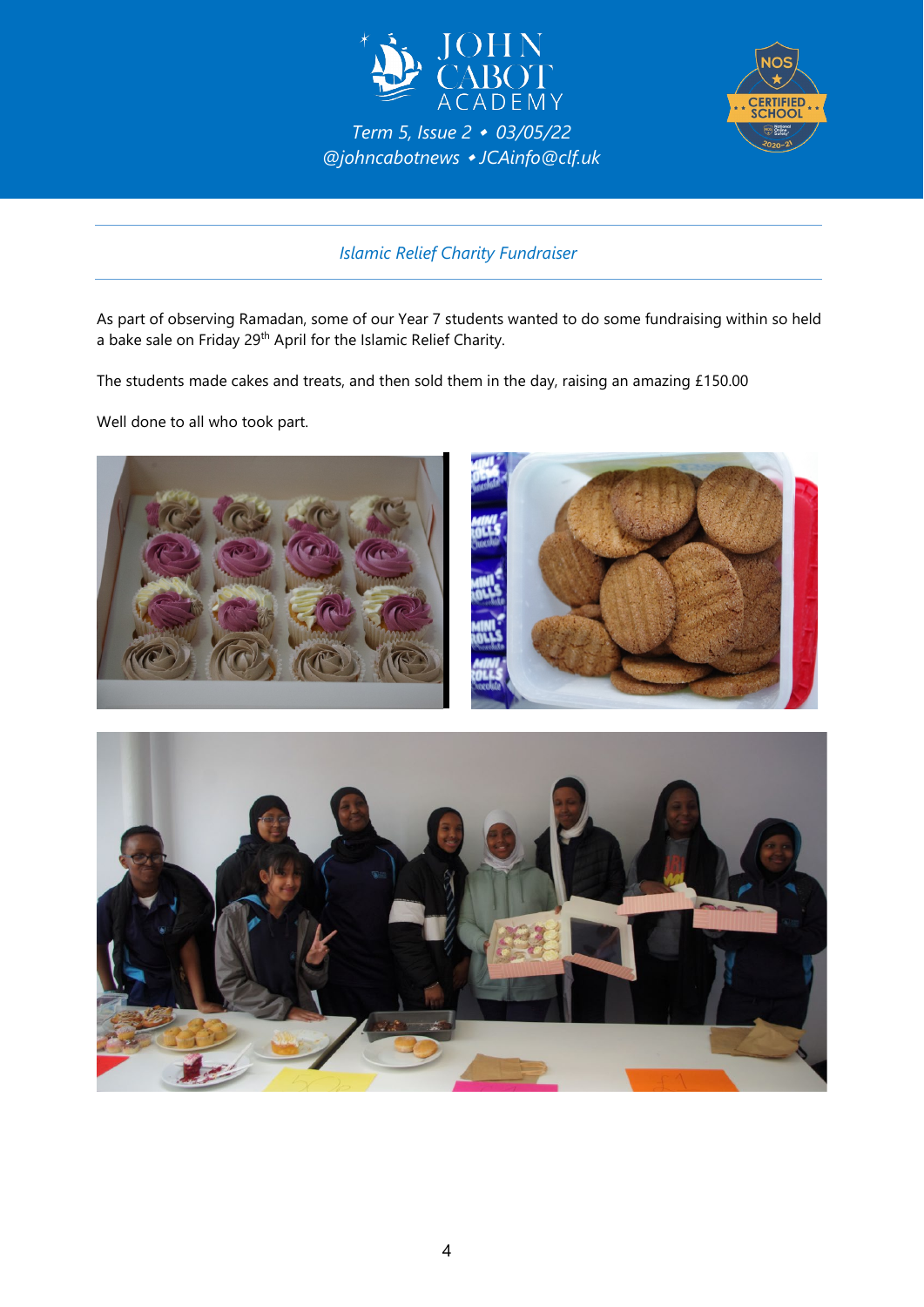## Islamic Relief Charity Fundraiser

As part of observing Ramadan, some of our Year 7 students wanted to do some fundraising within so held a bake sale on Friday 29th April for the Islamic Relief Charity.

The students made cakes and treats, and then sold them in the day, raising an amazing £150.00

Well done to all who took part.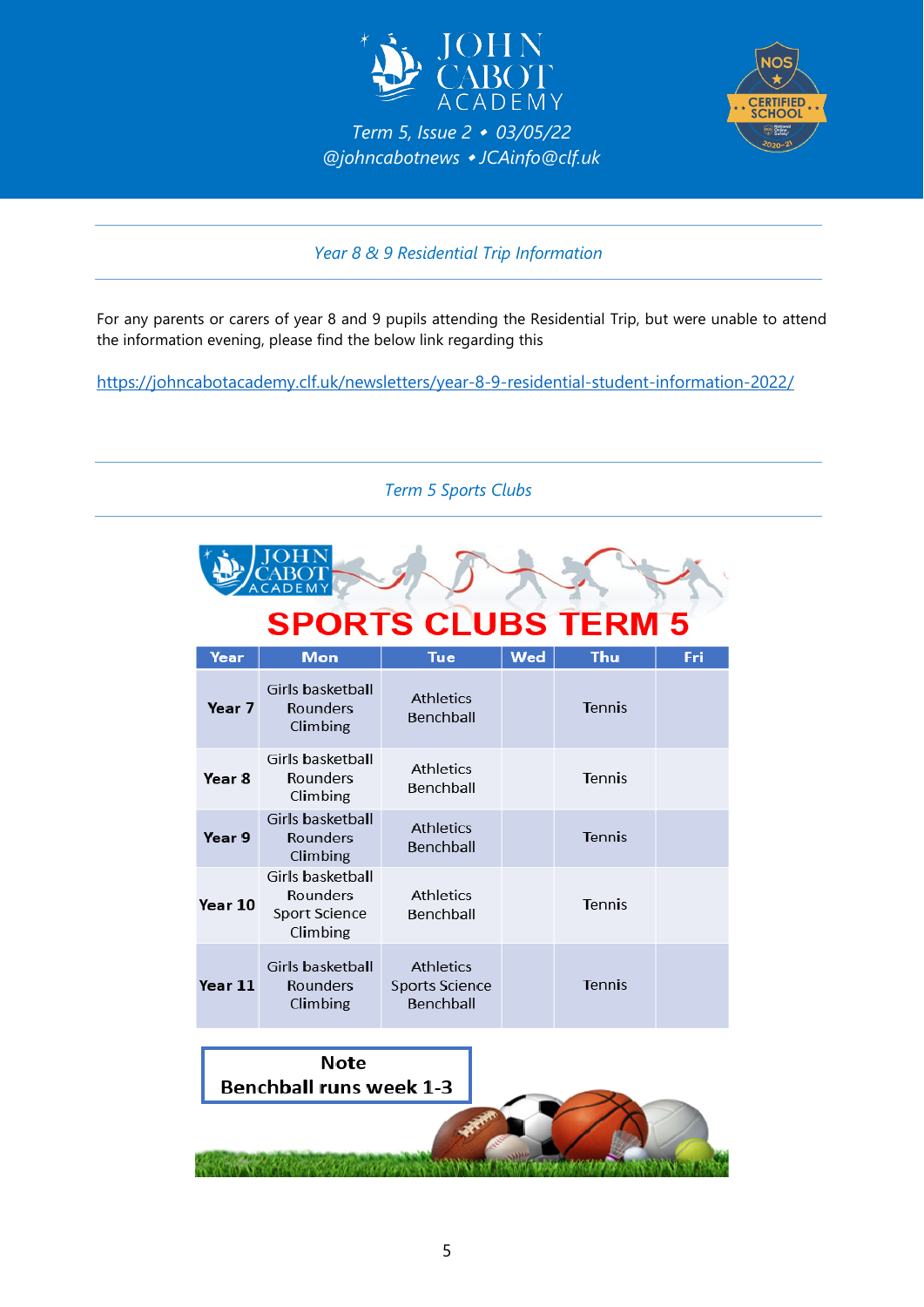# JOHN CABOT ACADEMY

*Term 5, Issue 2 • 03/05/22*
*@johncabotnews • JCAinfo@clf.uk*

## *Year 8 & 9 Residential Trip Information*

For any parents or carers of year 8 and 9 pupils attending the Residential Trip, but were unable to attend the information evening, please find the below link regarding this

https://johncabotacademy.clf.uk/newsletters/year-8-9-residential-student-information-2022/

## *Term 5 Sports Clubs*

### SPORTS CLUBS TERM 5

| Year | Mon | Tue | Wed | Thu | Fri |
|---|---|---|---|---|---|
| **Year 7** | Girls basketball<br>Rounders<br>Climbing | Athletics<br>Benchball | | Tennis | |
| **Year 8** | Girls basketball<br>Rounders<br>Climbing | Athletics<br>Benchball | | Tennis | |
| **Year 9** | Girls basketball<br>Rounders<br>Climbing | Athletics<br>Benchball | | Tennis | |
| **Year 10** | Girls basketball<br>Rounders<br>Sport Science<br>Climbing | Athletics<br>Benchball | | Tennis | |
| **Year 11** | Girls basketball<br>Rounders<br>Climbing | Athletics<br>Sports Science<br>Benchball | | Tennis | |

**Note**
**Benchball runs week 1-3**